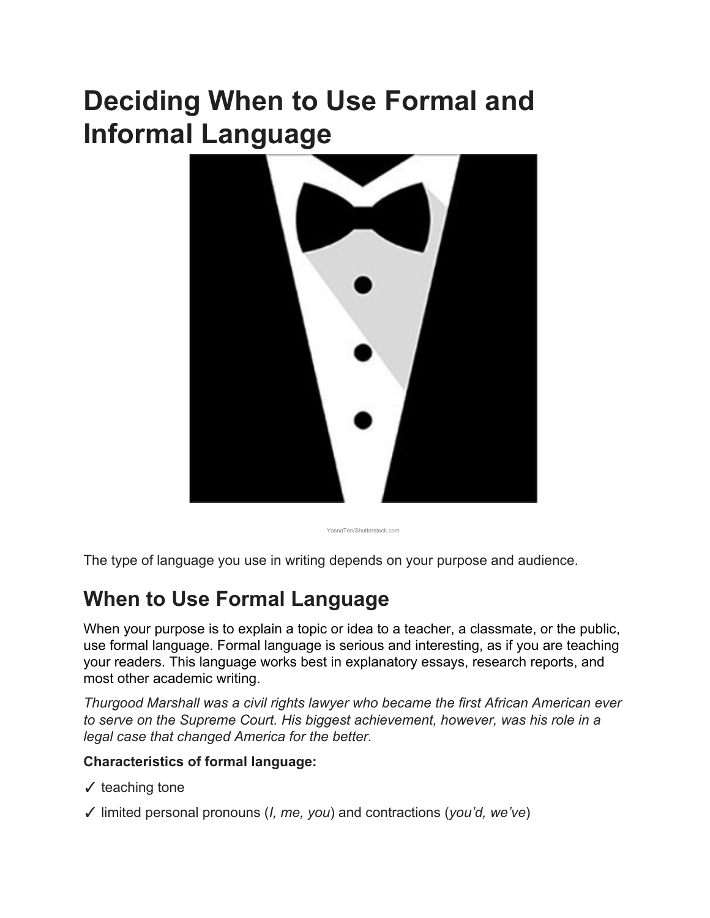# Deciding When to Use Formal and Informal Language

YasnaTen/Shutterstock.com

The type of language you use in writing depends on your purpose and audience.

## When to Use Formal Language

When your purpose is to explain a topic or idea to a teacher, a classmate, or the public, use formal language. Formal language is serious and interesting, as if you are teaching your readers. This language works best in explanatory essays, research reports, and most other academic writing.

*Thurgood Marshall was a civil rights lawyer who became the first African American ever to serve on the Supreme Court. His biggest achievement, however, was his role in a legal case that changed America for the better.*

**Characteristics of formal language:**

✓ teaching tone

✓ limited personal pronouns (*I, me, you*) and contractions (*you'd, we've*)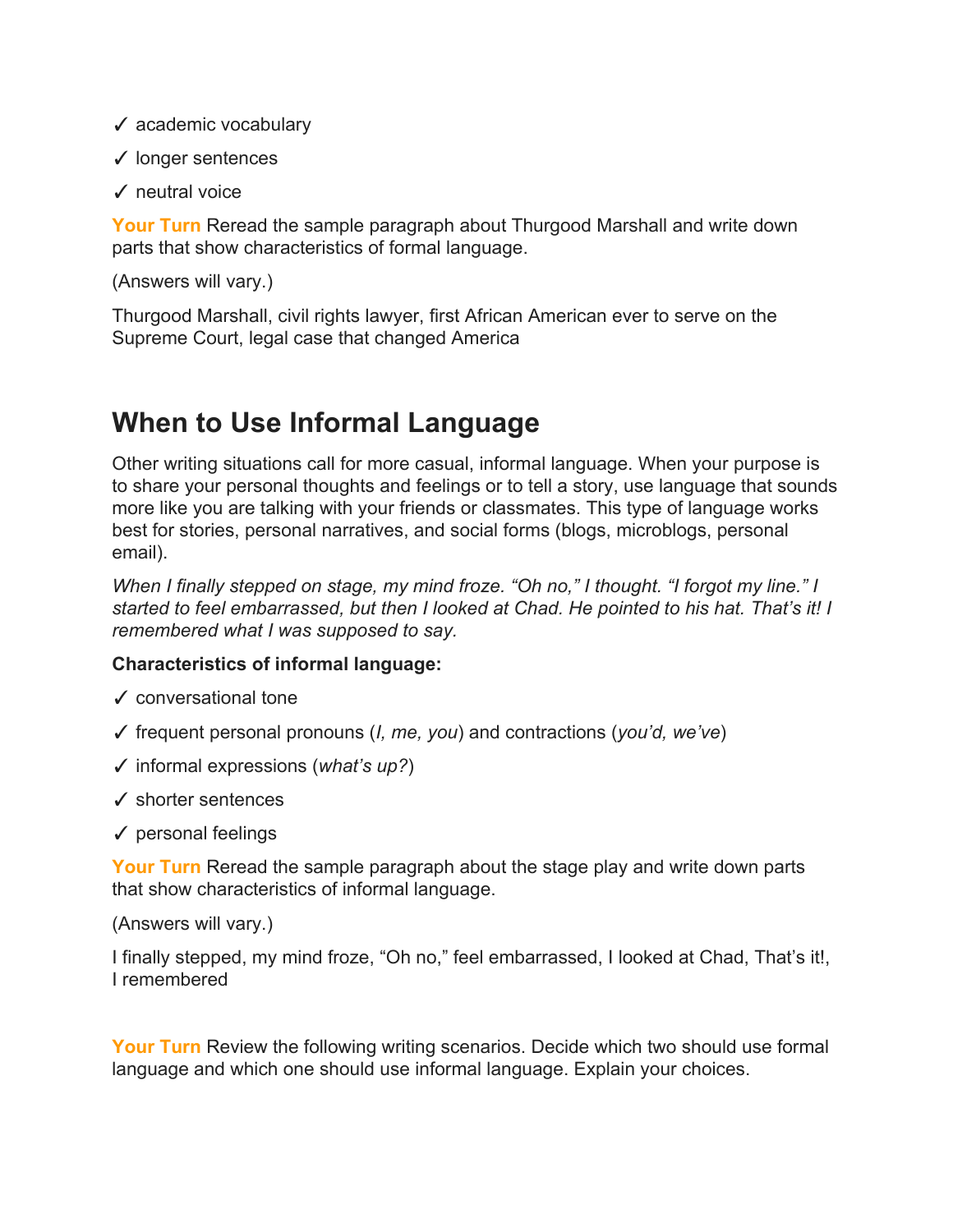✓ academic vocabulary

✓ longer sentences

✓ neutral voice

**Your Turn** Reread the sample paragraph about Thurgood Marshall and write down parts that show characteristics of formal language.

(Answers will vary.)

Thurgood Marshall, civil rights lawyer, first African American ever to serve on the Supreme Court, legal case that changed America

## When to Use Informal Language

Other writing situations call for more casual, informal language. When your purpose is to share your personal thoughts and feelings or to tell a story, use language that sounds more like you are talking with your friends or classmates. This type of language works best for stories, personal narratives, and social forms (blogs, microblogs, personal email).

*When I finally stepped on stage, my mind froze. "Oh no," I thought. "I forgot my line." I started to feel embarrassed, but then I looked at Chad. He pointed to his hat. That's it! I remembered what I was supposed to say.*

**Characteristics of informal language:**

✓ conversational tone

✓ frequent personal pronouns (*I, me, you*) and contractions (*you'd, we've*)

✓ informal expressions (*what's up?*)

✓ shorter sentences

✓ personal feelings

**Your Turn** Reread the sample paragraph about the stage play and write down parts that show characteristics of informal language.

(Answers will vary.)

I finally stepped, my mind froze, "Oh no," feel embarrassed, I looked at Chad, That's it!, I remembered

**Your Turn** Review the following writing scenarios. Decide which two should use formal language and which one should use informal language. Explain your choices.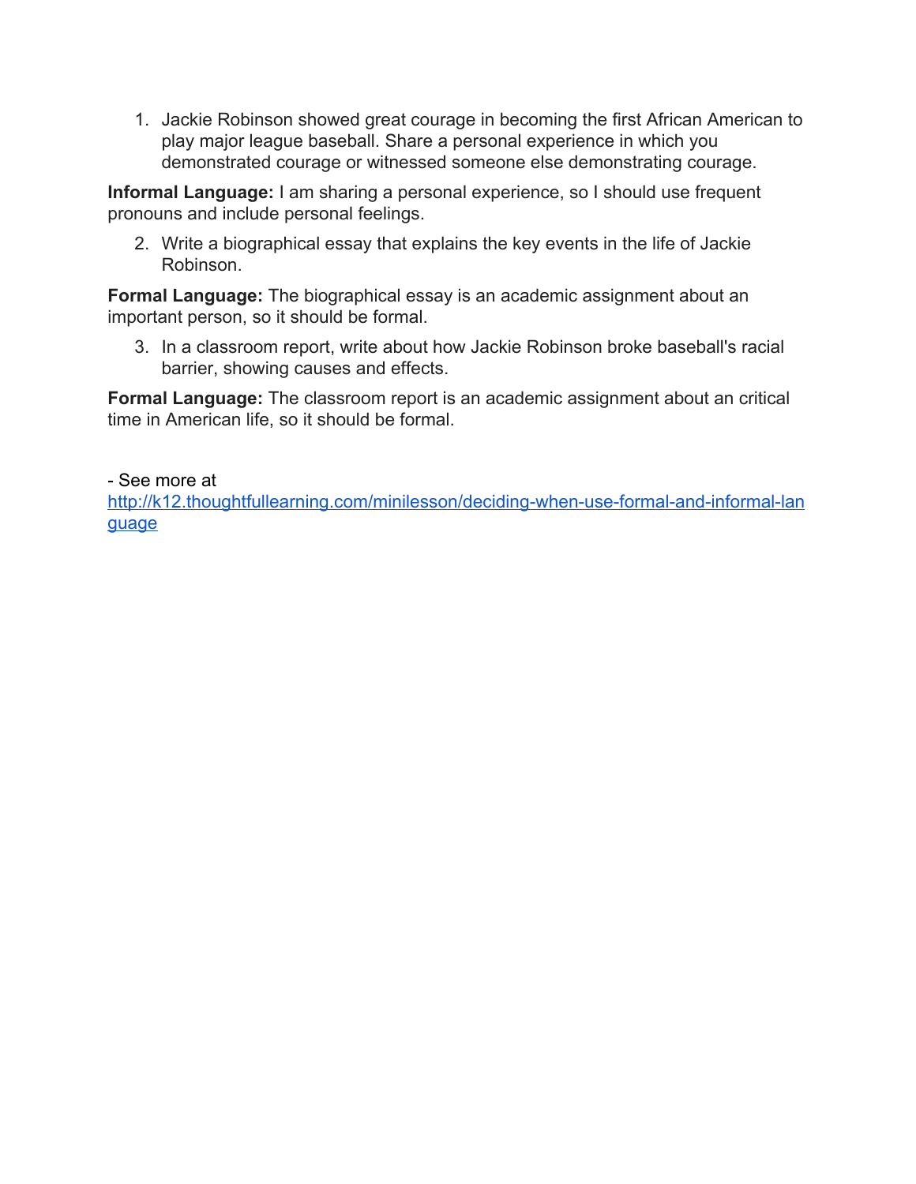1. Jackie Robinson showed great courage in becoming the first African American to play major league baseball. Share a personal experience in which you demonstrated courage or witnessed someone else demonstrating courage.

**Informal Language:** I am sharing a personal experience, so I should use frequent pronouns and include personal feelings.

2. Write a biographical essay that explains the key events in the life of Jackie Robinson.

**Formal Language:** The biographical essay is an academic assignment about an important person, so it should be formal.

3. In a classroom report, write about how Jackie Robinson broke baseball's racial barrier, showing causes and effects.

**Formal Language:** The classroom report is an academic assignment about an critical time in American life, so it should be formal.

- See more at [http://k12.thoughtfullearning.com/minilesson/deciding-when-use-formal-and-informal-language](http://k12.thoughtfullearning.com/minilesson/deciding-when-use-formal-and-informal-language)